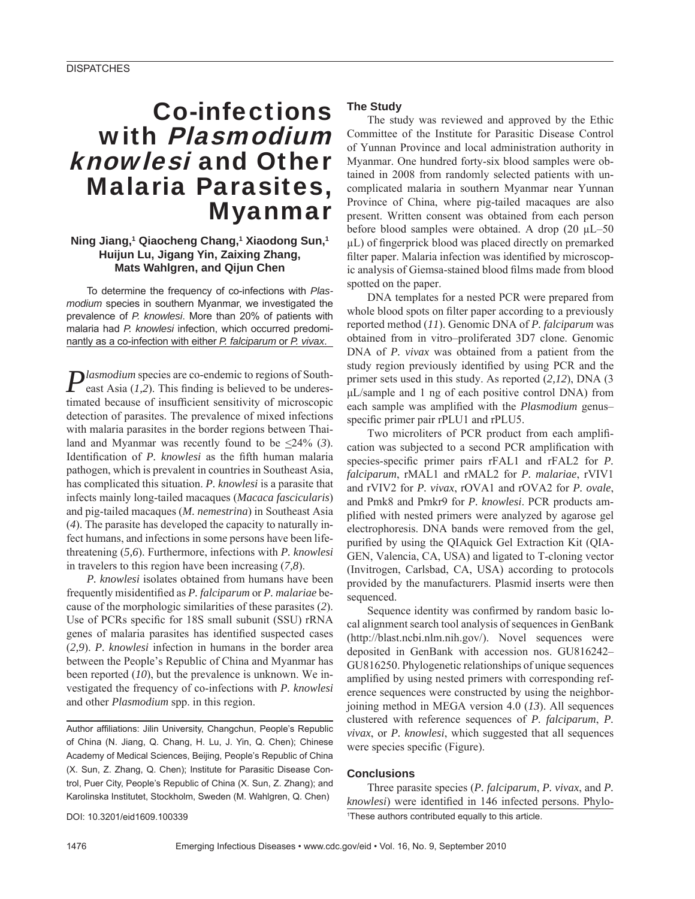# Co-infections with *Plasmodium knowlesi* and Other Malaria Parasites, Myanmar

**Ning Jiang,[1] Qiaocheng Chang,[1] Xiaodong Sun,[1] Huijun Lu, Jigang Yin, Zaixing Zhang, Mats Wahlgren, and Qijun Chen**

To determine the frequency of co-infections with *Plasmodium* species in southern Myanmar, we investigated the prevalence of *P. knowlesi*. More than 20% of patients with malaria had *P. knowlesi* infection, which occurred predominantly as a co-infection with either *P. falciparum* or *P. vivax*.

*Plasmodium* species are co-endemic to regions of Southeast Asia (*1,2*). This finding is believed to be underestimated because of insufficient sensitivity of microscopic detection of parasites. The prevalence of mixed infections with malaria parasites in the border regions between Thailand and Myanmar was recently found to be ≤24% (*3*). Identification of *P. knowlesi* as the fifth human malaria pathogen, which is prevalent in countries in Southeast Asia, has complicated this situation. *P. knowlesi* is a parasite that infects mainly long-tailed macaques (*Macaca fascicularis*) and pig-tailed macaques (*M. nemestrina*) in Southeast Asia (*4*). The parasite has developed the capacity to naturally infect humans, and infections in some persons have been life-threatening (*5,6*). Furthermore, infections with *P. knowlesi* in travelers to this region have been increasing (*7,8*).

*P. knowlesi* isolates obtained from humans have been frequently misidentified as *P. falciparum* or *P. malariae* because of the morphologic similarities of these parasites (*2*). Use of PCRs specific for 18S small subunit (SSU) rRNA genes of malaria parasites has identified suspected cases (*2,9*). *P. knowlesi* infection in humans in the border area between the People's Republic of China and Myanmar has been reported (*10*), but the prevalence is unknown. We investigated the frequency of co-infections with *P. knowlesi* and other *Plasmodium* spp. in this region.

Author affiliations: Jilin University, Changchun, People's Republic of China (N. Jiang, Q. Chang, H. Lu, J. Yin, Q. Chen); Chinese Academy of Medical Sciences, Beijing, People's Republic of China (X. Sun, Z. Zhang, Q. Chen); Institute for Parasitic Disease Control, Puer City, People's Republic of China (X. Sun, Z. Zhang); and Karolinska Institutet, Stockholm, Sweden (M. Wahlgren, Q. Chen)

DOI: 10.3201/eid1609.100339

## The Study

The study was reviewed and approved by the Ethic Committee of the Institute for Parasitic Disease Control of Yunnan Province and local administration authority in Myanmar. One hundred forty-six blood samples were obtained in 2008 from randomly selected patients with uncomplicated malaria in southern Myanmar near Yunnan Province of China, where pig-tailed macaques are also present. Written consent was obtained from each person before blood samples were obtained. A drop (20 µL–50 µL) of fingerprick blood was placed directly on premarked filter paper. Malaria infection was identified by microscopic analysis of Giemsa-stained blood films made from blood spotted on the paper.

DNA templates for a nested PCR were prepared from whole blood spots on filter paper according to a previously reported method (*11*). Genomic DNA of *P. falciparum* was obtained from in vitro–proliferated 3D7 clone. Genomic DNA of *P. vivax* was obtained from a patient from the study region previously identified by using PCR and the primer sets used in this study. As reported (*2,12*), DNA (3 µL/sample and 1 ng of each positive control DNA) from each sample was amplified with the *Plasmodium* genus–specific primer pair rPLU1 and rPLU5.

Two microliters of PCR product from each amplification was subjected to a second PCR amplification with species-specific primer pairs rFAL1 and rFAL2 for *P. falciparum*, rMAL1 and rMAL2 for *P. malariae*, rVIV1 and rVIV2 for *P. vivax*, rOVA1 and rOVA2 for *P. ovale*, and Pmk8 and Pmkr9 for *P. knowlesi*. PCR products amplified with nested primers were analyzed by agarose gel electrophoresis. DNA bands were removed from the gel, purified by using the QIAquick Gel Extraction Kit (QIAGEN, Valencia, CA, USA) and ligated to T-cloning vector (Invitrogen, Carlsbad, CA, USA) according to protocols provided by the manufacturers. Plasmid inserts were then sequenced.

Sequence identity was confirmed by random basic local alignment search tool analysis of sequences in GenBank (http://blast.ncbi.nlm.nih.gov/). Novel sequences were deposited in GenBank with accession nos. GU816242–GU816250. Phylogenetic relationships of unique sequences amplified by using nested primers with corresponding reference sequences were constructed by using the neighbor-joining method in MEGA version 4.0 (*13*). All sequences clustered with reference sequences of *P. falciparum*, *P. vivax*, or *P. knowlesi*, which suggested that all sequences were species specific (Figure).

## Conclusions

Three parasite species (*P. falciparum*, *P. vivax*, and *P. knowlesi*) were identified in 146 infected persons. Phylo-

[1]These authors contributed equally to this article.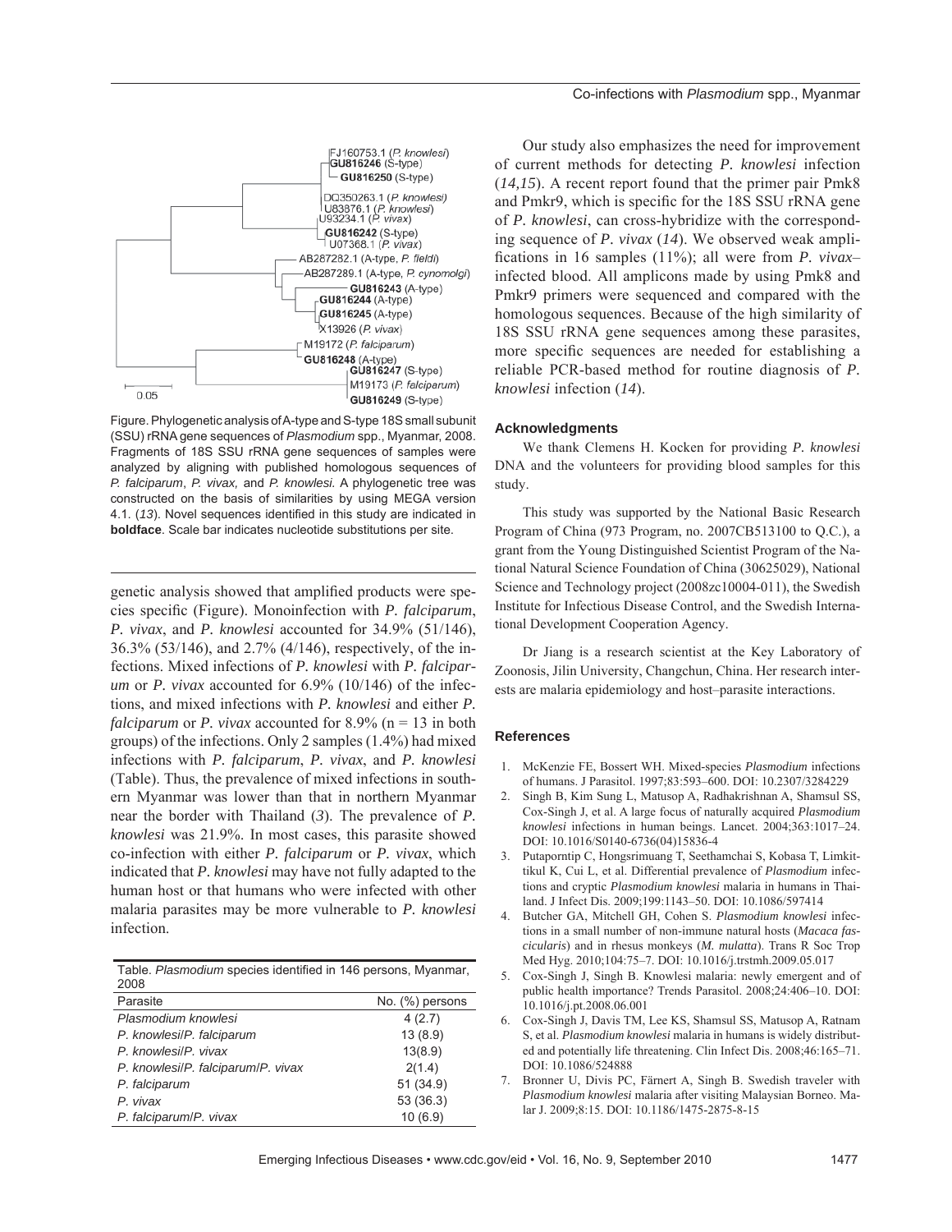Figure. Phylogenetic analysis of A-type and S-type 18S small subunit (SSU) rRNA gene sequences of *Plasmodium* spp., Myanmar, 2008. Fragments of 18S SSU rRNA gene sequences of samples were analyzed by aligning with published homologous sequences of *P. falciparum*, *P. vivax,* and *P. knowlesi.* A phylogenetic tree was constructed on the basis of similarities by using MEGA version 4.1. (*13*). Novel sequences identified in this study are indicated in **boldface**. Scale bar indicates nucleotide substitutions per site.

genetic analysis showed that amplified products were species specific (Figure). Monoinfection with *P. falciparum*, *P. vivax*, and *P. knowlesi* accounted for 34.9% (51/146), 36.3% (53/146), and 2.7% (4/146), respectively, of the infections. Mixed infections of *P. knowlesi* with *P. falciparum* or *P. vivax* accounted for 6.9% (10/146) of the infections, and mixed infections with *P. knowlesi* and either *P. falciparum* or *P. vivax* accounted for 8.9% (n = 13 in both groups) of the infections. Only 2 samples (1.4%) had mixed infections with *P. falciparum*, *P. vivax*, and *P. knowlesi* (Table). Thus, the prevalence of mixed infections in southern Myanmar was lower than that in northern Myanmar near the border with Thailand (*3*). The prevalence of *P. knowlesi* was 21.9%. In most cases, this parasite showed co-infection with either *P. falciparum* or *P. vivax*, which indicated that *P. knowlesi* may have not fully adapted to the human host or that humans who were infected with other malaria parasites may be more vulnerable to *P. knowlesi* infection.

Table. *Plasmodium* species identified in 146 persons, Myanmar, 2008

| Parasite | No. (%) persons |
|---|---|
| *Plasmodium knowlesi* | 4 (2.7) |
| *P. knowlesi*/*P. falciparum* | 13 (8.9) |
| *P. knowlesi*/*P. vivax* | 13(8.9) |
| *P. knowlesi*/*P. falciparum*/*P. vivax* | 2(1.4) |
| *P. falciparum* | 51 (34.9) |
| *P. vivax* | 53 (36.3) |
| *P. falciparum*/*P. vivax* | 10 (6.9) |

Our study also emphasizes the need for improvement of current methods for detecting *P. knowlesi* infection (*14,15*). A recent report found that the primer pair Pmk8 and Pmkr9, which is specific for the 18S SSU rRNA gene of *P. knowlesi*, can cross-hybridize with the corresponding sequence of *P. vivax* (*14*). We observed weak amplifications in 16 samples (11%); all were from *P. vivax*–infected blood. All amplicons made by using Pmk8 and Pmkr9 primers were sequenced and compared with the homologous sequences. Because of the high similarity of 18S SSU rRNA gene sequences among these parasites, more specific sequences are needed for establishing a reliable PCR-based method for routine diagnosis of *P. knowlesi* infection (*14*).

### Acknowledgments

We thank Clemens H. Kocken for providing *P. knowlesi* DNA and the volunteers for providing blood samples for this study.

This study was supported by the National Basic Research Program of China (973 Program, no. 2007CB513100 to Q.C.), a grant from the Young Distinguished Scientist Program of the National Natural Science Foundation of China (30625029), National Science and Technology project (2008zc10004-011), the Swedish Institute for Infectious Disease Control, and the Swedish International Development Cooperation Agency.

Dr Jiang is a research scientist at the Key Laboratory of Zoonosis, Jilin University, Changchun, China. Her research interests are malaria epidemiology and host–parasite interactions.

### References

1. McKenzie FE, Bossert WH. Mixed-species *Plasmodium* infections of humans. J Parasitol. 1997;83:593–600. DOI: 10.2307/3284229
2. Singh B, Kim Sung L, Matusop A, Radhakrishnan A, Shamsul SS, Cox-Singh J, et al. A large focus of naturally acquired *Plasmodium knowlesi* infections in human beings. Lancet. 2004;363:1017–24. DOI: 10.1016/S0140-6736(04)15836-4
3. Putaporntip C, Hongsrimuang T, Seethamchai S, Kobasa T, Limkittikul K, Cui L, et al. Differential prevalence of *Plasmodium* infections and cryptic *Plasmodium knowlesi* malaria in humans in Thailand. J Infect Dis. 2009;199:1143–50. DOI: 10.1086/597414
4. Butcher GA, Mitchell GH, Cohen S. *Plasmodium knowlesi* infections in a small number of non-immune natural hosts (*Macaca fascicularis*) and in rhesus monkeys (*M. mulatta*). Trans R Soc Trop Med Hyg. 2010;104:75–7. DOI: 10.1016/j.trstmh.2009.05.017
5. Cox-Singh J, Singh B. Knowlesi malaria: newly emergent and of public health importance? Trends Parasitol. 2008;24:406–10. DOI: 10.1016/j.pt.2008.06.001
6. Cox-Singh J, Davis TM, Lee KS, Shamsul SS, Matusop A, Ratnam S, et al. *Plasmodium knowlesi* malaria in humans is widely distributed and potentially life threatening. Clin Infect Dis. 2008;46:165–71. DOI: 10.1086/524888
7. Bronner U, Divis PC, Färnert A, Singh B. Swedish traveler with *Plasmodium knowlesi* malaria after visiting Malaysian Borneo. Malar J. 2009;8:15. DOI: 10.1186/1475-2875-8-15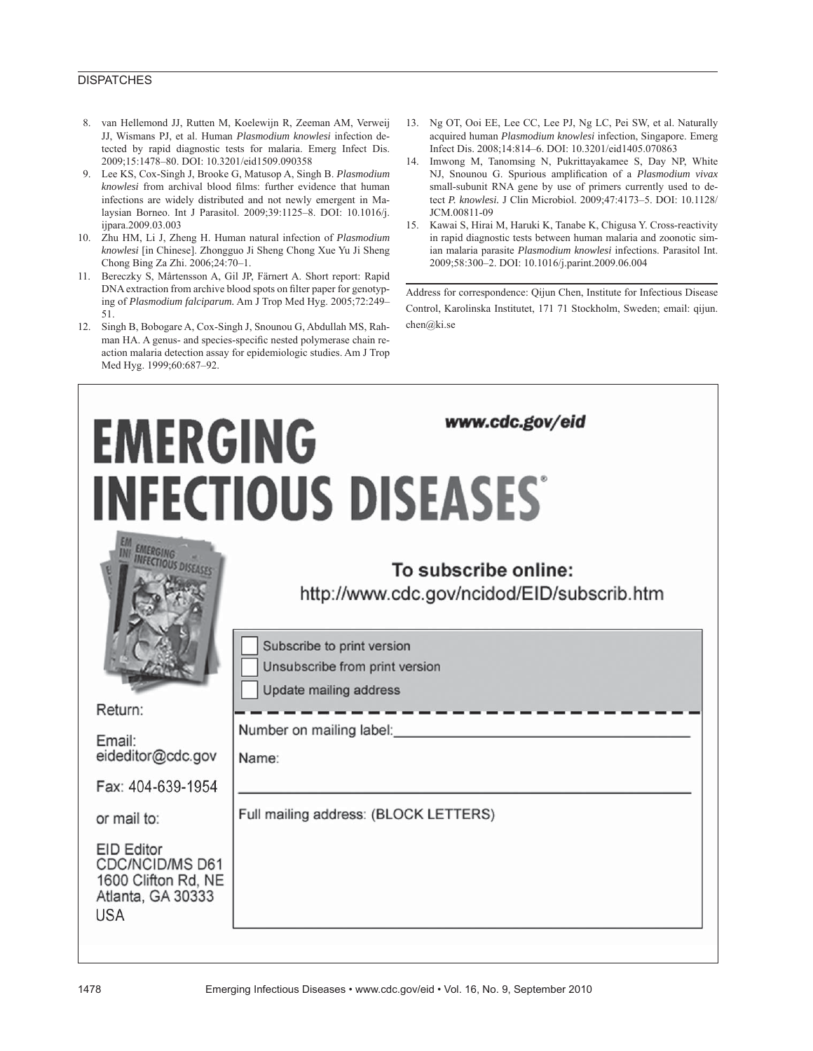8. van Hellemond JJ, Rutten M, Koelewijn R, Zeeman AM, Verweij JJ, Wismans PJ, et al. Human *Plasmodium knowlesi* infection detected by rapid diagnostic tests for malaria. Emerg Infect Dis. 2009;15:1478–80. DOI: 10.3201/eid1509.090358
9. Lee KS, Cox-Singh J, Brooke G, Matusop A, Singh B. *Plasmodium knowlesi* from archival blood films: further evidence that human infections are widely distributed and not newly emergent in Malaysian Borneo. Int J Parasitol. 2009;39:1125–8. DOI: 10.1016/j.ijpara.2009.03.003
10. Zhu HM, Li J, Zheng H. Human natural infection of *Plasmodium knowlesi* [in Chinese]. Zhongguo Ji Sheng Chong Xue Yu Ji Sheng Chong Bing Za Zhi. 2006;24:70–1.
11. Bereczky S, Mårtensson A, Gil JP, Färnert A. Short report: Rapid DNA extraction from archive blood spots on filter paper for genotyping of *Plasmodium falciparum.* Am J Trop Med Hyg. 2005;72:249–51.
12. Singh B, Bobogare A, Cox-Singh J, Snounou G, Abdullah MS, Rahman HA. A genus- and species-specific nested polymerase chain reaction malaria detection assay for epidemiologic studies. Am J Trop Med Hyg. 1999;60:687–92.
13. Ng OT, Ooi EE, Lee CC, Lee PJ, Ng LC, Pei SW, et al. Naturally acquired human *Plasmodium knowlesi* infection, Singapore. Emerg Infect Dis. 2008;14:814–6. DOI: 10.3201/eid1405.070863
14. Imwong M, Tanomsing N, Pukrittayakamee S, Day NP, White NJ, Snounou G. Spurious amplification of a *Plasmodium vivax* small-subunit RNA gene by use of primers currently used to detect *P. knowlesi.* J Clin Microbiol. 2009;47:4173–5. DOI: 10.1128/JCM.00811-09
15. Kawai S, Hirai M, Haruki K, Tanabe K, Chigusa Y. Cross-reactivity in rapid diagnostic tests between human malaria and zoonotic simian malaria parasite *Plasmodium knowlesi* infections. Parasitol Int. 2009;58:300–2. DOI: 10.1016/j.parint.2009.06.004

Address for correspondence: Qijun Chen, Institute for Infectious Disease Control, Karolinska Institutet, 171 71 Stockholm, Sweden; email: qijun.chen@ki.se

# EMERGING INFECTIOUS DISEASES®

www.cdc.gov/eid

**To subscribe online:**
http://www.cdc.gov/ncidod/EID/subscrib.htm

- ☐ Subscribe to print version
- ☐ Unsubscribe from print version
- ☐ Update mailing address

Number on mailing label:\_\_\_\_\_\_\_\_\_\_\_\_\_\_\_\_\_\_\_\_

Name:

\_\_\_\_\_\_\_\_\_\_\_\_\_\_\_\_\_\_\_\_\_\_\_\_\_\_\_\_\_\_\_\_

Full mailing address: (BLOCK LETTERS)

Return:

Email:
eideditor@cdc.gov

Fax: 404-639-1954

or mail to:

EID Editor
CDC/NCID/MS D61
1600 Clifton Rd, NE
Atlanta, GA 30333
USA